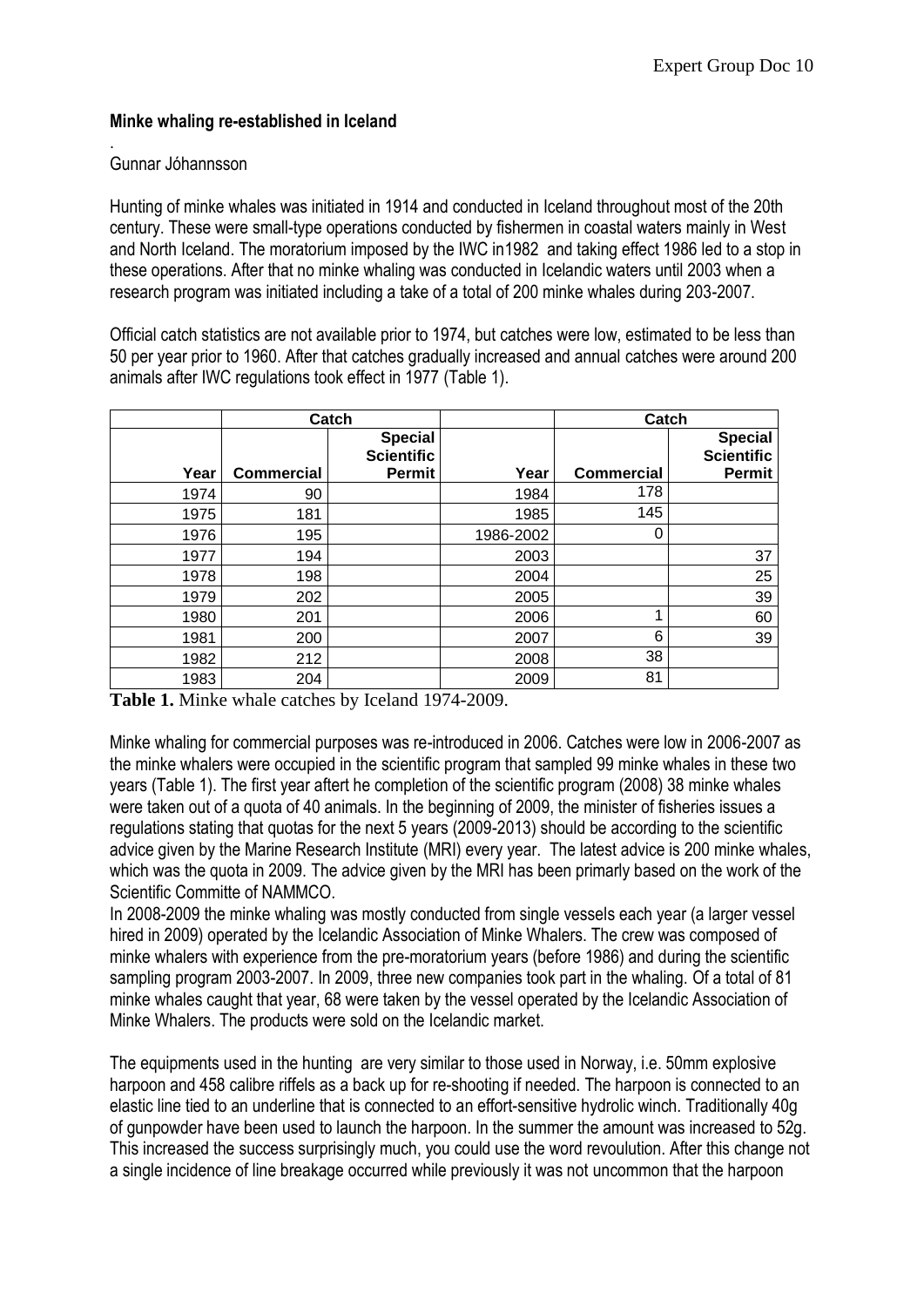**Minke whaling re-established in Iceland**

.
Gunnar Jóhannsson

Hunting of minke whales was initiated in 1914 and conducted in Iceland throughout most of the 20th century. These were small-type operations conducted by fishermen in coastal waters mainly in West and North Iceland. The moratorium imposed by the IWC in1982 and taking effect 1986 led to a stop in these operations. After that no minke whaling was conducted in Icelandic waters until 2003 when a research program was initiated including a take of a total of 200 minke whales during 203-2007.

Official catch statistics are not available prior to 1974, but catches were low, estimated to be less than 50 per year prior to 1960. After that catches gradually increased and annual catches were around 200 animals after IWC regulations took effect in 1977 (Table 1).

| | Catch | | | Catch | |
|---|---|---|---|---|---|
| Year | Commercial | Special Scientific Permit | Year | Commercial | Special Scientific Permit |
| 1974 | 90 | | 1984 | 178 | |
| 1975 | 181 | | 1985 | 145 | |
| 1976 | 195 | | 1986-2002 | 0 | |
| 1977 | 194 | | 2003 | | 37 |
| 1978 | 198 | | 2004 | | 25 |
| 1979 | 202 | | 2005 | | 39 |
| 1980 | 201 | | 2006 | 1 | 60 |
| 1981 | 200 | | 2007 | 6 | 39 |
| 1982 | 212 | | 2008 | 38 | |
| 1983 | 204 | | 2009 | 81 | |

**Table 1.** Minke whale catches by Iceland 1974-2009.

Minke whaling for commercial purposes was re-introduced in 2006. Catches were low in 2006-2007 as the minke whalers were occupied in the scientific program that sampled 99 minke whales in these two years (Table 1). The first year aftert he completion of the scientific program (2008) 38 minke whales were taken out of a quota of 40 animals. In the beginning of 2009, the minister of fisheries issues a regulations stating that quotas for the next 5 years (2009-2013) should be according to the scientific advice given by the Marine Research Institute (MRI) every year. The latest advice is 200 minke whales, which was the quota in 2009. The advice given by the MRI has been primarly based on the work of the Scientific Committe of NAMMCO.

In 2008-2009 the minke whaling was mostly conducted from single vessels each year (a larger vessel hired in 2009) operated by the Icelandic Association of Minke Whalers. The crew was composed of minke whalers with experience from the pre-moratorium years (before 1986) and during the scientific sampling program 2003-2007. In 2009, three new companies took part in the whaling. Of a total of 81 minke whales caught that year, 68 were taken by the vessel operated by the Icelandic Association of Minke Whalers. The products were sold on the Icelandic market.

The equipments used in the hunting are very similar to those used in Norway, i.e. 50mm explosive harpoon and 458 calibre riffels as a back up for re-shooting if needed. The harpoon is connected to an elastic line tied to an underline that is connected to an effort-sensitive hydrolic winch. Traditionally 40g of gunpowder have been used to launch the harpoon. In the summer the amount was increased to 52g. This increased the success surprisingly much, you could use the word revoulution. After this change not a single incidence of line breakage occurred while previously it was not uncommon that the harpoon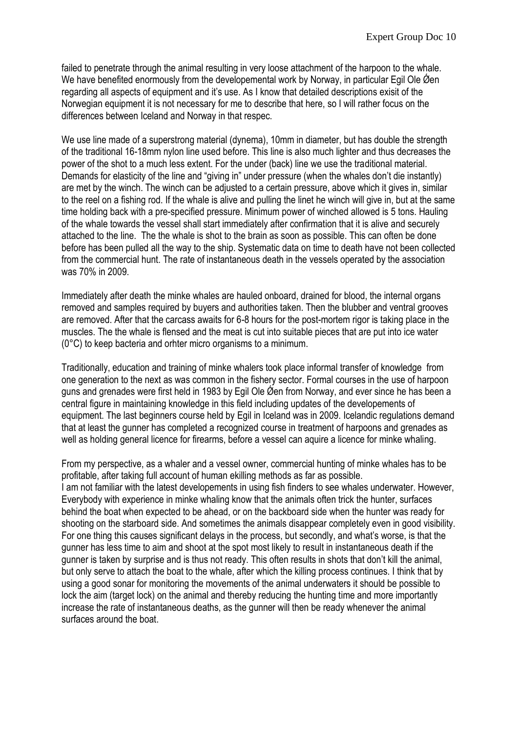failed to penetrate through the animal resulting in very loose attachment of the harpoon to the whale. We have benefited enormously from the developemental work by Norway, in particular Egil Ole Ǿen regarding all aspects of equipment and it's use. As I know that detailed descriptions exisit of the Norwegian equipment it is not necessary for me to describe that here, so I will rather focus on the differences between Iceland and Norway in that respec.

We use line made of a superstrong material (dynema), 10mm in diameter, but has double the strength of the traditional 16-18mm nylon line used before. This line is also much lighter and thus decreases the power of the shot to a much less extent. For the under (back) line we use the traditional material. Demands for elasticity of the line and "giving in" under pressure (when the whales don't die instantly) are met by the winch. The winch can be adjusted to a certain pressure, above which it gives in, similar to the reel on a fishing rod. If the whale is alive and pulling the linet he winch will give in, but at the same time holding back with a pre-specified pressure. Minimum power of winched allowed is 5 tons. Hauling of the whale towards the vessel shall start immediately after confirmation that it is alive and securely attached to the line. The the whale is shot to the brain as soon as possible. This can often be done before has been pulled all the way to the ship. Systematic data on time to death have not been collected from the commercial hunt. The rate of instantaneous death in the vessels operated by the association was 70% in 2009.

Immediately after death the minke whales are hauled onboard, drained for blood, the internal organs removed and samples required by buyers and authorities taken. Then the blubber and ventral grooves are removed. After that the carcass awaits for 6-8 hours for the post-mortem rigor is taking place in the muscles. The the whale is flensed and the meat is cut into suitable pieces that are put into ice water (0°C) to keep bacteria and orhter micro organisms to a minimum.

Traditionally, education and training of minke whalers took place informal transfer of knowledge from one generation to the next as was common in the fishery sector. Formal courses in the use of harpoon guns and grenades were first held in 1983 by Egil Ole Ǿen from Norway, and ever since he has been a central figure in maintaining knowledge in this field including updates of the developements of equipment. The last beginners course held by Egil in Iceland was in 2009. Icelandic regulations demand that at least the gunner has completed a recognized course in treatment of harpoons and grenades as well as holding general licence for firearms, before a vessel can aquire a licence for minke whaling.

From my perspective, as a whaler and a vessel owner, commercial hunting of minke whales has to be profitable, after taking full account of human ekilling methods as far as possible.
I am not familiar with the latest developements in using fish finders to see whales underwater. However, Everybody with experience in minke whaling know that the animals often trick the hunter, surfaces behind the boat when expected to be ahead, or on the backboard side when the hunter was ready for shooting on the starboard side. And sometimes the animals disappear completely even in good visibility. For one thing this causes significant delays in the process, but secondly, and what's worse, is that the gunner has less time to aim and shoot at the spot most likely to result in instantaneous death if the gunner is taken by surprise and is thus not ready. This often results in shots that don't kill the animal, but only serve to attach the boat to the whale, after which the killing process continues. I think that by using a good sonar for monitoring the movements of the animal underwaters it should be possible to lock the aim (target lock) on the animal and thereby reducing the hunting time and more importantly increase the rate of instantaneous deaths, as the gunner will then be ready whenever the animal surfaces around the boat.